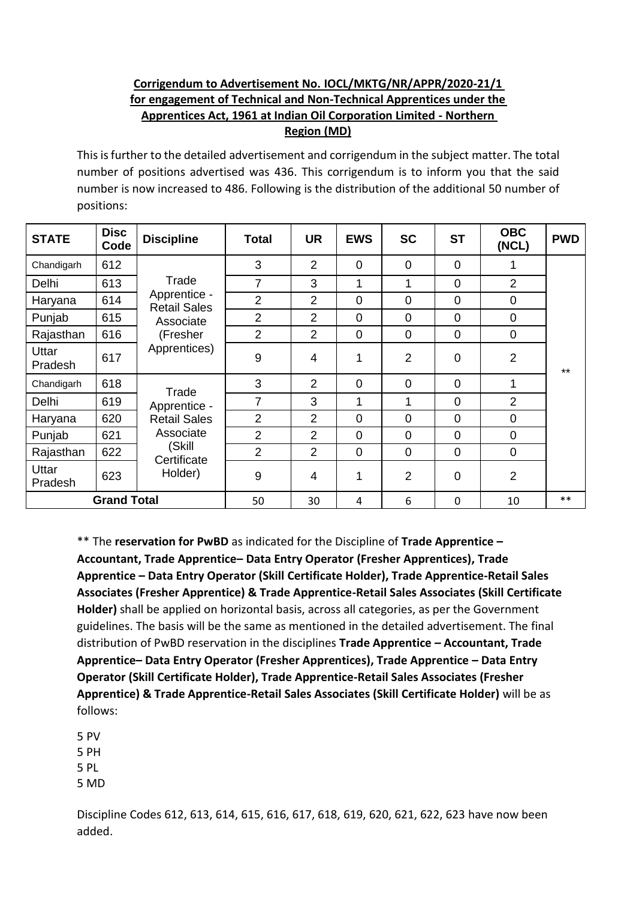**Corrigendum to Advertisement No. IOCL/MKTG/NR/APPR/2020-21/1 for engagement of Technical and Non-Technical Apprentices under the Apprentices Act, 1961 at Indian Oil Corporation Limited - Northern Region (MD)**

This is further to the detailed advertisement and corrigendum in the subject matter. The total number of positions advertised was 436. This corrigendum is to inform you that the said number is now increased to 486. Following is the distribution of the additional 50 number of positions:

| STATE | Disc Code | Discipline | Total | UR | EWS | SC | ST | OBC (NCL) | PWD |
|---|---|---|---|---|---|---|---|---|---|
| Chandigarh | 612 | Trade Apprentice - Retail Sales Associate (Fresher Apprentices) | 3 | 2 | 0 | 0 | 0 | 1 | ** |
| Delhi | 613 | | 7 | 3 | 1 | 1 | 0 | 2 | |
| Haryana | 614 | | 2 | 2 | 0 | 0 | 0 | 0 | |
| Punjab | 615 | | 2 | 2 | 0 | 0 | 0 | 0 | |
| Rajasthan | 616 | | 2 | 2 | 0 | 0 | 0 | 0 | |
| Uttar Pradesh | 617 | | 9 | 4 | 1 | 2 | 0 | 2 | |
| Chandigarh | 618 | Trade Apprentice - Retail Sales Associate (Skill Certificate Holder) | 3 | 2 | 0 | 0 | 0 | 1 | |
| Delhi | 619 | | 7 | 3 | 1 | 1 | 0 | 2 | |
| Haryana | 620 | | 2 | 2 | 0 | 0 | 0 | 0 | |
| Punjab | 621 | | 2 | 2 | 0 | 0 | 0 | 0 | |
| Rajasthan | 622 | | 2 | 2 | 0 | 0 | 0 | 0 | |
| Uttar Pradesh | 623 | | 9 | 4 | 1 | 2 | 0 | 2 | |
| **Grand Total** | | | 50 | 30 | 4 | 6 | 0 | 10 | ** |

** The **reservation for PwBD** as indicated for the Discipline of **Trade Apprentice – Accountant, Trade Apprentice– Data Entry Operator (Fresher Apprentices), Trade Apprentice – Data Entry Operator (Skill Certificate Holder), Trade Apprentice-Retail Sales Associates (Fresher Apprentice) & Trade Apprentice-Retail Sales Associates (Skill Certificate Holder)** shall be applied on horizontal basis, across all categories, as per the Government guidelines. The basis will be the same as mentioned in the detailed advertisement. The final distribution of PwBD reservation in the disciplines **Trade Apprentice – Accountant, Trade Apprentice– Data Entry Operator (Fresher Apprentices), Trade Apprentice – Data Entry Operator (Skill Certificate Holder), Trade Apprentice-Retail Sales Associates (Fresher Apprentice) & Trade Apprentice-Retail Sales Associates (Skill Certificate Holder)** will be as follows:

5 PV
5 PH
5 PL
5 MD

Discipline Codes 612, 613, 614, 615, 616, 617, 618, 619, 620, 621, 622, 623 have now been added.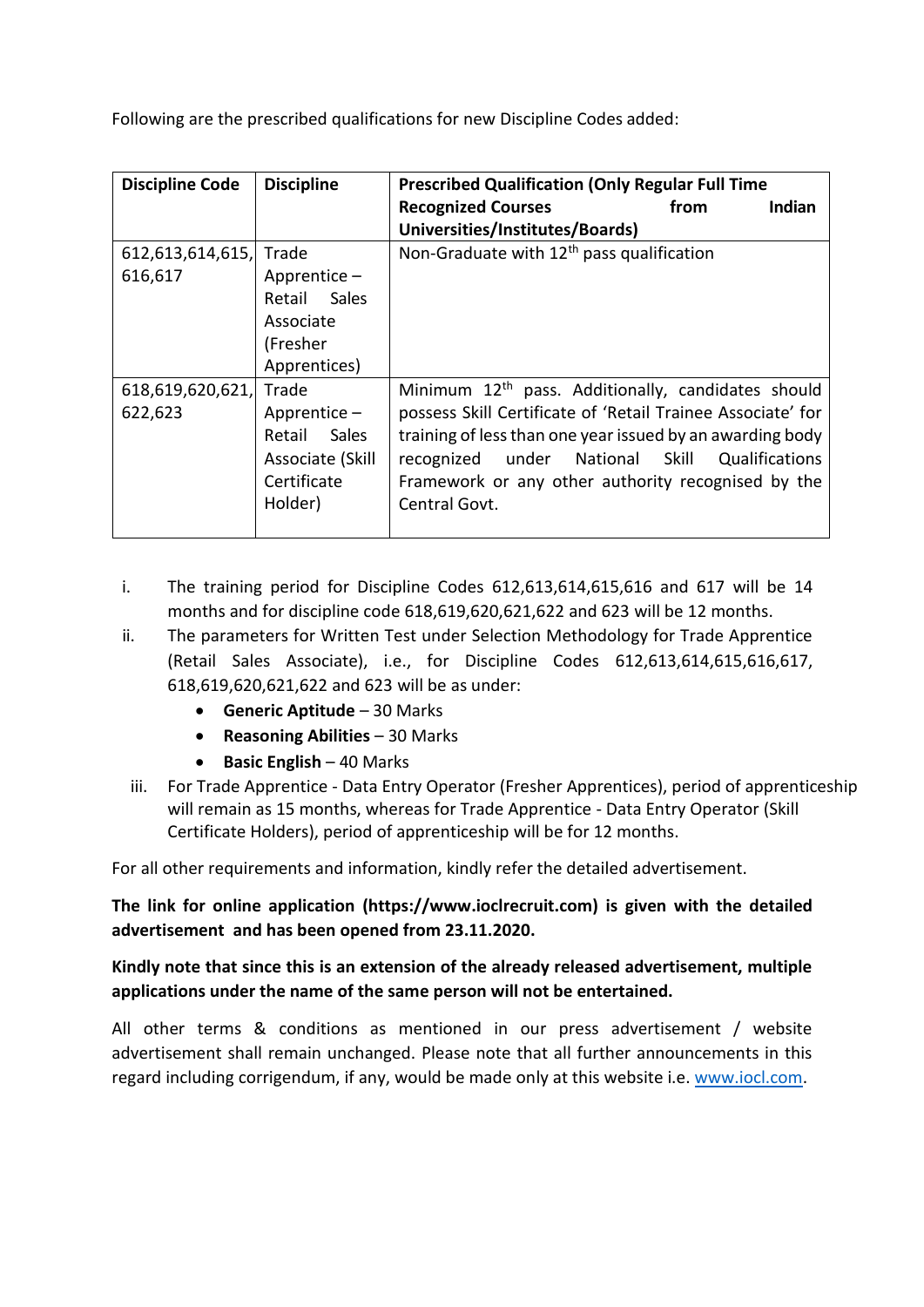Following are the prescribed qualifications for new Discipline Codes added:

| Discipline Code | Discipline | Prescribed Qualification (Only Regular Full Time Recognized Courses from Indian Universities/Institutes/Boards) |
|---|---|---|
| 612,613,614,615, 616,617 | Trade Apprentice – Retail Sales Associate (Fresher Apprentices) | Non-Graduate with 12$^{th}$ pass qualification |
| 618,619,620,621, 622,623 | Trade Apprentice – Retail Sales Associate (Skill Certificate Holder) | Minimum 12$^{th}$ pass. Additionally, candidates should possess Skill Certificate of 'Retail Trainee Associate' for training of less than one year issued by an awarding body recognized under National Skill Qualifications Framework or any other authority recognised by the Central Govt. |

i. The training period for Discipline Codes 612,613,614,615,616 and 617 will be 14 months and for discipline code 618,619,620,621,622 and 623 will be 12 months.

ii. The parameters for Written Test under Selection Methodology for Trade Apprentice (Retail Sales Associate), i.e., for Discipline Codes 612,613,614,615,616,617, 618,619,620,621,622 and 623 will be as under:
   - **Generic Aptitude** – 30 Marks
   - **Reasoning Abilities** – 30 Marks
   - **Basic English** – 40 Marks

iii. For Trade Apprentice - Data Entry Operator (Fresher Apprentices), period of apprenticeship will remain as 15 months, whereas for Trade Apprentice - Data Entry Operator (Skill Certificate Holders), period of apprenticeship will be for 12 months.

For all other requirements and information, kindly refer the detailed advertisement.

**The link for online application (https://www.ioclrecruit.com) is given with the detailed advertisement and has been opened from 23.11.2020.**

**Kindly note that since this is an extension of the already released advertisement, multiple applications under the name of the same person will not be entertained.**

All other terms & conditions as mentioned in our press advertisement / website advertisement shall remain unchanged. Please note that all further announcements in this regard including corrigendum, if any, would be made only at this website i.e. www.iocl.com.